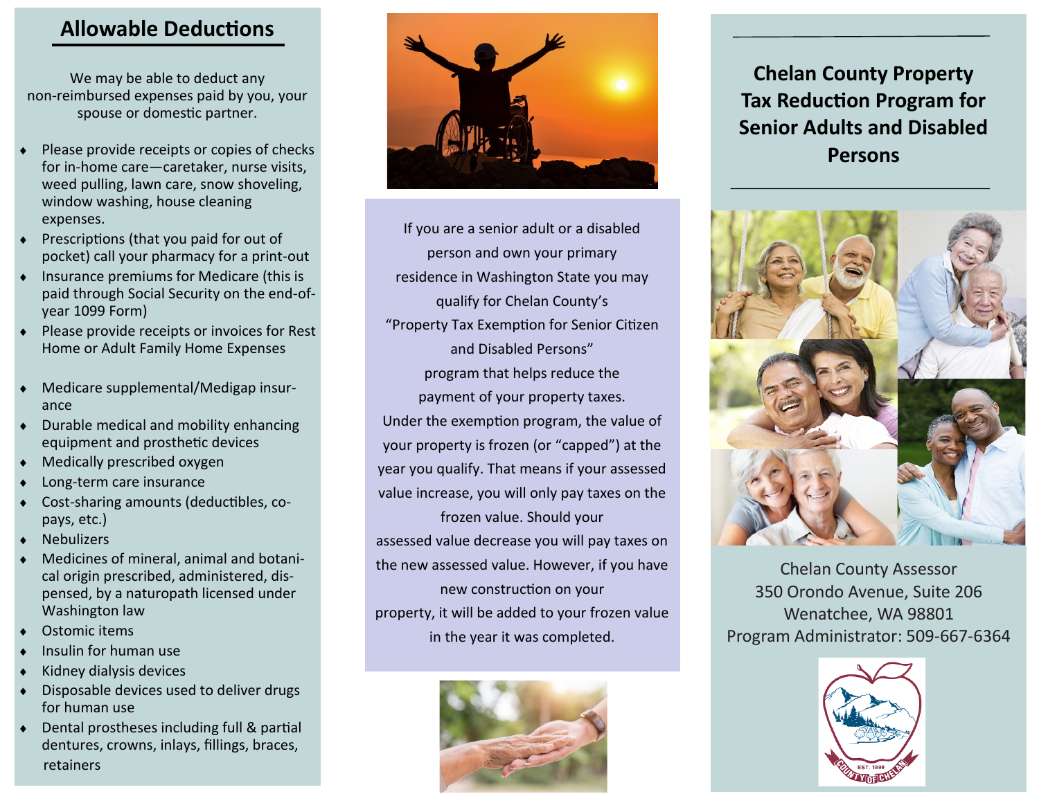## Allowable Deductions

We may be able to deduct any non-reimbursed expenses paid by you, your spouse or domestic partner.

- Please provide receipts or copies of checks for in-home care—caretaker, nurse visits, weed pulling, lawn care, snow shoveling, window washing, house cleaning expenses.
- Prescriptions (that you paid for out of pocket) call your pharmacy for a print-out
- Insurance premiums for Medicare (this is paid through Social Security on the end-of-year 1099 Form)
- Please provide receipts or invoices for Rest Home or Adult Family Home Expenses
- Medicare supplemental/Medigap insurance
- Durable medical and mobility enhancing equipment and prosthetic devices
- Medically prescribed oxygen
- Long-term care insurance
- Cost-sharing amounts (deductibles, co-pays, etc.)
- Nebulizers
- Medicines of mineral, animal and botanical origin prescribed, administered, dispensed, by a naturopath licensed under Washington law
- Ostomic items
- Insulin for human use
- Kidney dialysis devices
- Disposable devices used to deliver drugs for human use
- Dental prostheses including full & partial dentures, crowns, inlays, fillings, braces, retainers

If you are a senior adult or a disabled person and own your primary residence in Washington State you may qualify for Chelan County's "Property Tax Exemption for Senior Citizen and Disabled Persons" program that helps reduce the payment of your property taxes.

Under the exemption program, the value of your property is frozen (or "capped") at the year you qualify. That means if your assessed value increase, you will only pay taxes on the frozen value. Should your assessed value decrease you will pay taxes on the new assessed value. However, if you have new construction on your property, it will be added to your frozen value in the year it was completed.

# Chelan County Property Tax Reduction Program for Senior Adults and Disabled Persons

Chelan County Assessor
350 Orondo Avenue, Suite 206
Wenatchee, WA 98801
Program Administrator: 509-667-6364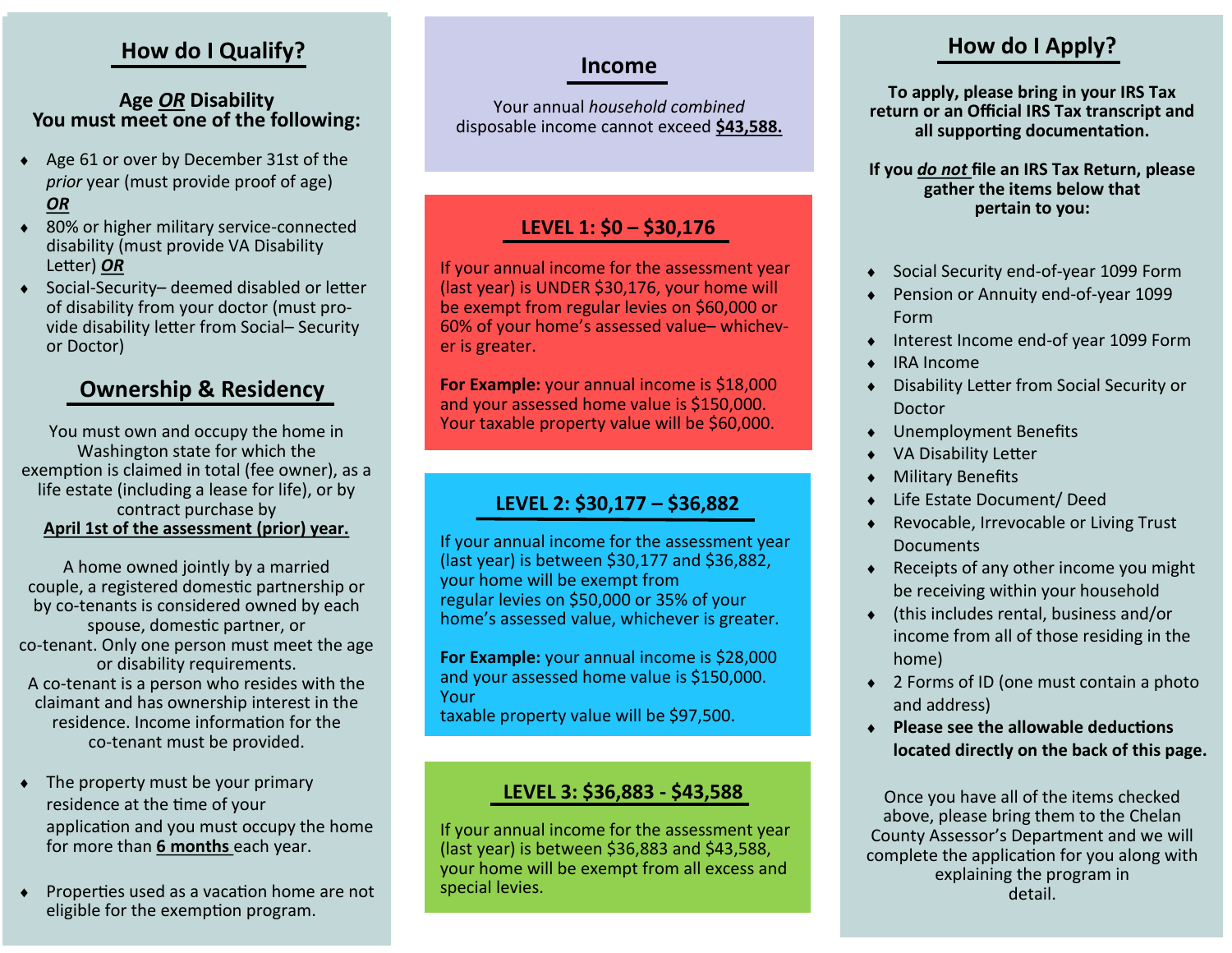## How do I Qualify?

**Age *OR* Disability**
**You must meet one of the following:**

- Age 61 or over by December 31st of the *prior* year (must provide proof of age) ***OR***
- 80% or higher military service-connected disability (must provide VA Disability Letter) ***OR***
- Social-Security– deemed disabled or letter of disability from your doctor (must provide disability letter from Social– Security or Doctor)

## Ownership & Residency

You must own and occupy the home in Washington state for which the exemption is claimed in total (fee owner), as a life estate (including a lease for life), or by contract purchase by **April 1st of the assessment (prior) year.**

A home owned jointly by a married couple, a registered domestic partnership or by co-tenants is considered owned by each spouse, domestic partner, or co-tenant. Only one person must meet the age or disability requirements.
A co-tenant is a person who resides with the claimant and has ownership interest in the residence. Income information for the co-tenant must be provided.

- The property must be your primary residence at the time of your application and you must occupy the home for more than **6 months** each year.
- Properties used as a vacation home are not eligible for the exemption program.

## Income

Your annual *household combined* disposable income cannot exceed **$43,588.**

### LEVEL 1: $0 – $30,176

If your annual income for the assessment year (last year) is UNDER $30,176, your home will be exempt from regular levies on $60,000 or 60% of your home's assessed value– whichever is greater.

**For Example:** your annual income is $18,000 and your assessed home value is $150,000. Your taxable property value will be $60,000.

### LEVEL 2: $30,177 – $36,882

If your annual income for the assessment year (last year) is between $30,177 and $36,882, your home will be exempt from regular levies on $50,000 or 35% of your home's assessed value, whichever is greater.

**For Example:** your annual income is $28,000 and your assessed home value is $150,000. Your taxable property value will be $97,500.

### LEVEL 3: $36,883 - $43,588

If your annual income for the assessment year (last year) is between $36,883 and $43,588, your home will be exempt from all excess and special levies.

## How do I Apply?

**To apply, please bring in your IRS Tax return or an Official IRS Tax transcript and all supporting documentation.**

**If you *do not* file an IRS Tax Return, please gather the items below that pertain to you:**

- Social Security end-of-year 1099 Form
- Pension or Annuity end-of-year 1099 Form
- Interest Income end-of year 1099 Form
- IRA Income
- Disability Letter from Social Security or Doctor
- Unemployment Benefits
- VA Disability Letter
- Military Benefits
- Life Estate Document/ Deed
- Revocable, Irrevocable or Living Trust Documents
- Receipts of any other income you might be receiving within your household
- (this includes rental, business and/or income from all of those residing in the home)
- 2 Forms of ID (one must contain a photo and address)
- **Please see the allowable deductions located directly on the back of this page.**

Once you have all of the items checked above, please bring them to the Chelan County Assessor's Department and we will complete the application for you along with explaining the program in detail.